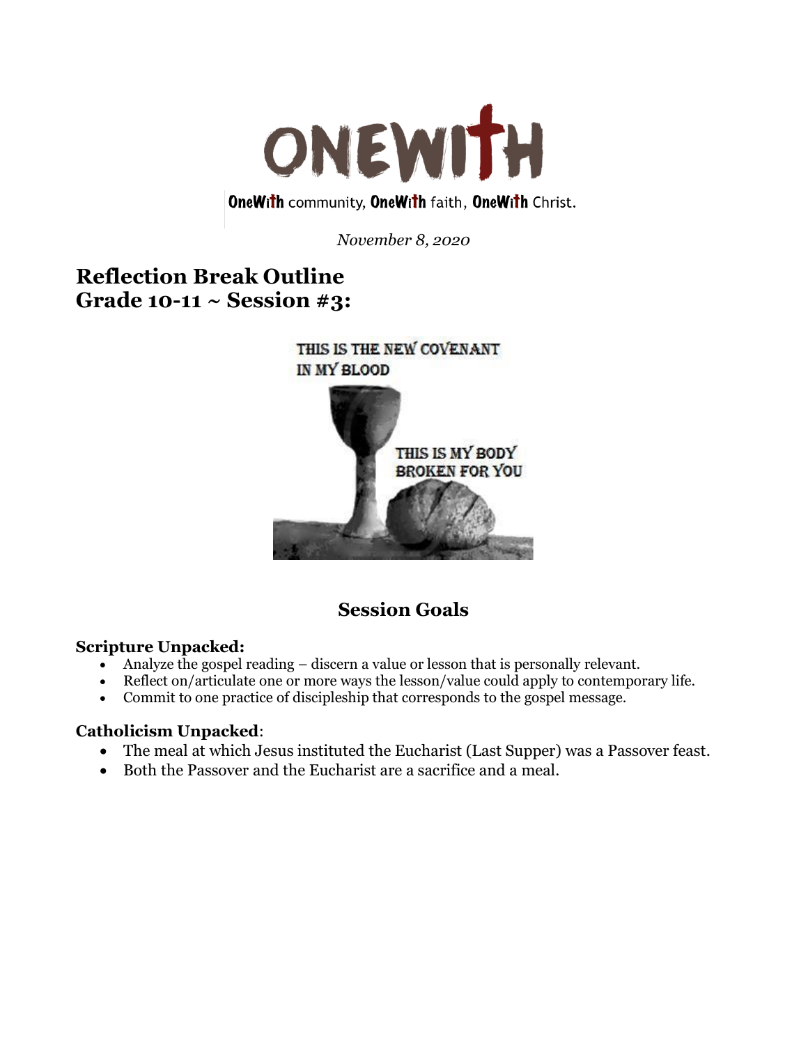# ONEWITH

OneWith community, OneWith faith, OneWith Christ.

*November 8, 2020*

## Reflection Break Outline
## Grade 10-11 ~ Session #3:

THIS IS THE NEW COVENANT IN MY BLOOD

THIS IS MY BODY BROKEN FOR YOU

### Session Goals

**Scripture Unpacked:**

- Analyze the gospel reading – discern a value or lesson that is personally relevant.
- Reflect on/articulate one or more ways the lesson/value could apply to contemporary life.
- Commit to one practice of discipleship that corresponds to the gospel message.

**Catholicism Unpacked**:

- The meal at which Jesus instituted the Eucharist (Last Supper) was a Passover feast.
- Both the Passover and the Eucharist are a sacrifice and a meal.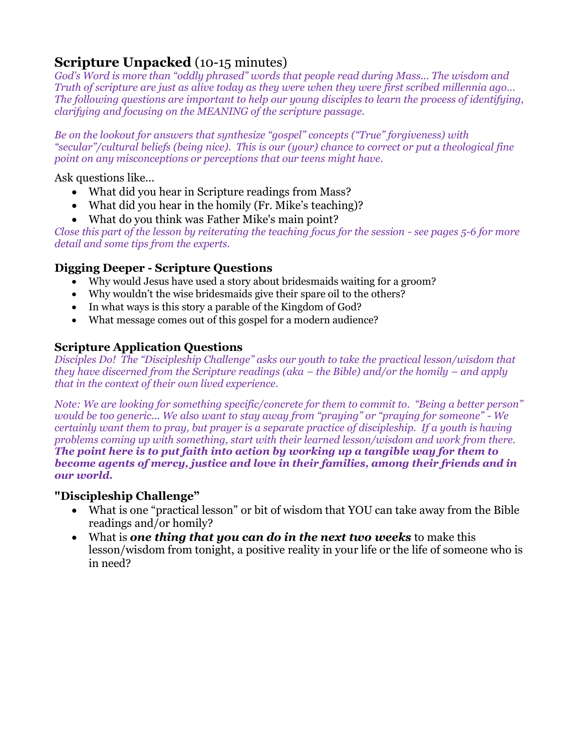## **Scripture Unpacked** (10-15 minutes)

*God's Word is more than "oddly phrased" words that people read during Mass… The wisdom and Truth of scripture are just as alive today as they were when they were first scribed millennia ago… The following questions are important to help our young disciples to learn the process of identifying, clarifying and focusing on the MEANING of the scripture passage.*

*Be on the lookout for answers that synthesize "gospel" concepts ("True" forgiveness) with "secular"/cultural beliefs (being nice). This is our (your) chance to correct or put a theological fine point on any misconceptions or perceptions that our teens might have.*

Ask questions like…

- What did you hear in Scripture readings from Mass?
- What did you hear in the homily (Fr. Mike's teaching)?
- What do you think was Father Mike's main point?

*Close this part of the lesson by reiterating the teaching focus for the session - see pages 5-6 for more detail and some tips from the experts.*

### **Digging Deeper - Scripture Questions**

- Why would Jesus have used a story about bridesmaids waiting for a groom?
- Why wouldn't the wise bridesmaids give their spare oil to the others?
- In what ways is this story a parable of the Kingdom of God?
- What message comes out of this gospel for a modern audience?

### **Scripture Application Questions**

*Disciples Do! The "Discipleship Challenge" asks our youth to take the practical lesson/wisdom that they have discerned from the Scripture readings (aka – the Bible) and/or the homily – and apply that in the context of their own lived experience.*

*Note: We are looking for something specific/concrete for them to commit to. "Being a better person" would be too generic… We also want to stay away from "praying" or "praying for someone" - We certainly want them to pray, but prayer is a separate practice of discipleship. If a youth is having problems coming up with something, start with their learned lesson/wisdom and work from there.* ***The point here is to put faith into action by working up a tangible way for them to become agents of mercy, justice and love in their families, among their friends and in our world.***

### **"Discipleship Challenge"**

- What is one "practical lesson" or bit of wisdom that YOU can take away from the Bible readings and/or homily?
- What is ***one thing that you can do in the next two weeks*** to make this lesson/wisdom from tonight, a positive reality in your life or the life of someone who is in need?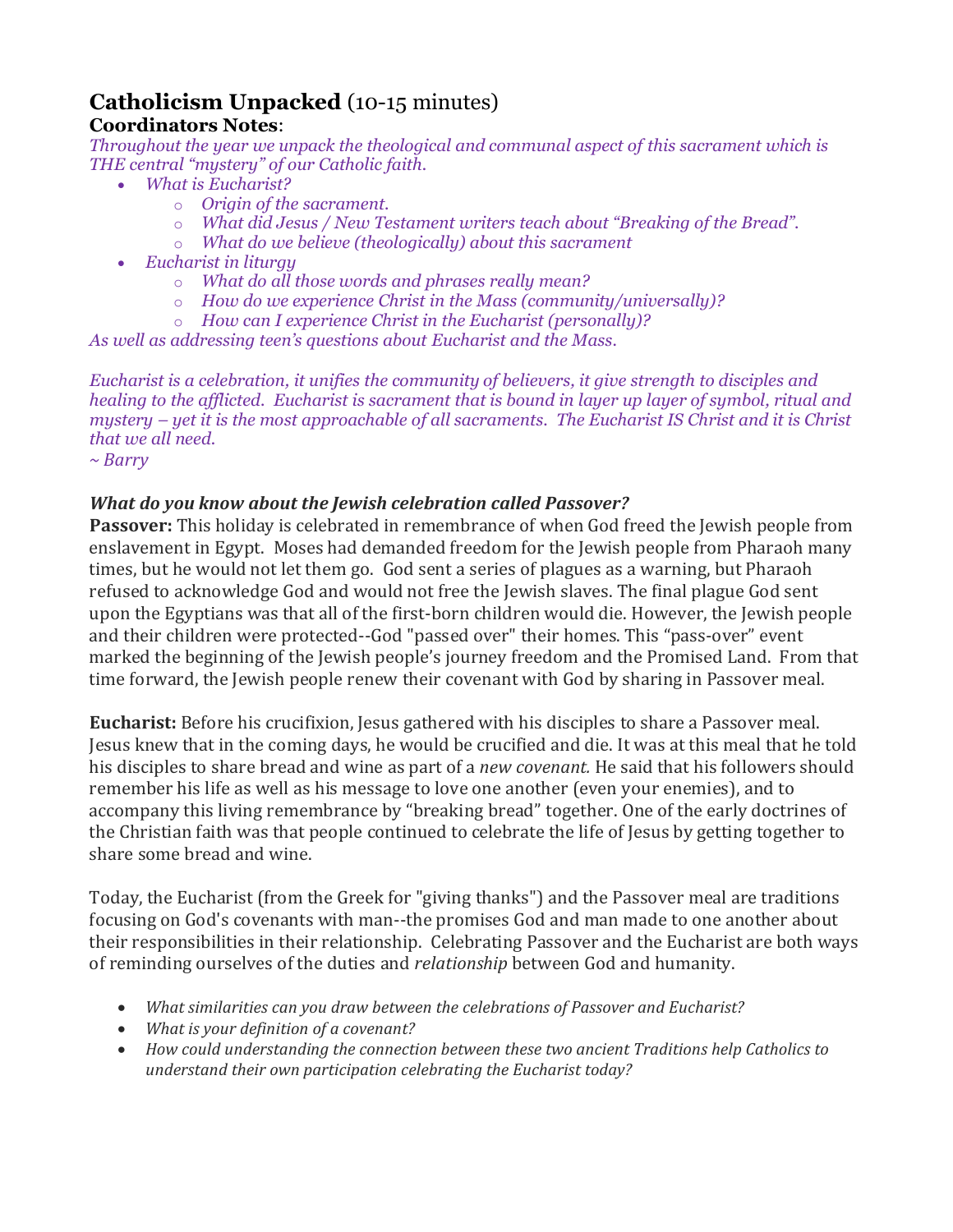## **Catholicism Unpacked** (10-15 minutes)

**Coordinators Notes**:

*Throughout the year we unpack the theological and communal aspect of this sacrament which is THE central "mystery" of our Catholic faith.*

- *What is Eucharist?*
  - *Origin of the sacrament.*
  - *What did Jesus / New Testament writers teach about "Breaking of the Bread".*
  - *What do we believe (theologically) about this sacrament*
- *Eucharist in liturgy*
  - *What do all those words and phrases really mean?*
  - *How do we experience Christ in the Mass (community/universally)?*
  - *How can I experience Christ in the Eucharist (personally)?*

*As well as addressing teen's questions about Eucharist and the Mass.*

*Eucharist is a celebration, it unifies the community of believers, it give strength to disciples and healing to the afflicted. Eucharist is sacrament that is bound in layer up layer of symbol, ritual and mystery – yet it is the most approachable of all sacraments. The Eucharist IS Christ and it is Christ that we all need.*

*~ Barry*

***What do you know about the Jewish celebration called Passover?***

**Passover:** This holiday is celebrated in remembrance of when God freed the Jewish people from enslavement in Egypt. Moses had demanded freedom for the Jewish people from Pharaoh many times, but he would not let them go. God sent a series of plagues as a warning, but Pharaoh refused to acknowledge God and would not free the Jewish slaves. The final plague God sent upon the Egyptians was that all of the first-born children would die. However, the Jewish people and their children were protected--God "passed over" their homes. This "pass-over" event marked the beginning of the Jewish people's journey freedom and the Promised Land. From that time forward, the Jewish people renew their covenant with God by sharing in Passover meal.

**Eucharist:** Before his crucifixion, Jesus gathered with his disciples to share a Passover meal. Jesus knew that in the coming days, he would be crucified and die. It was at this meal that he told his disciples to share bread and wine as part of a *new covenant.* He said that his followers should remember his life as well as his message to love one another (even your enemies), and to accompany this living remembrance by "breaking bread" together. One of the early doctrines of the Christian faith was that people continued to celebrate the life of Jesus by getting together to share some bread and wine.

Today, the Eucharist (from the Greek for "giving thanks") and the Passover meal are traditions focusing on God's covenants with man--the promises God and man made to one another about their responsibilities in their relationship. Celebrating Passover and the Eucharist are both ways of reminding ourselves of the duties and *relationship* between God and humanity.

- *What similarities can you draw between the celebrations of Passover and Eucharist?*
- *What is your definition of a covenant?*
- *How could understanding the connection between these two ancient Traditions help Catholics to understand their own participation celebrating the Eucharist today?*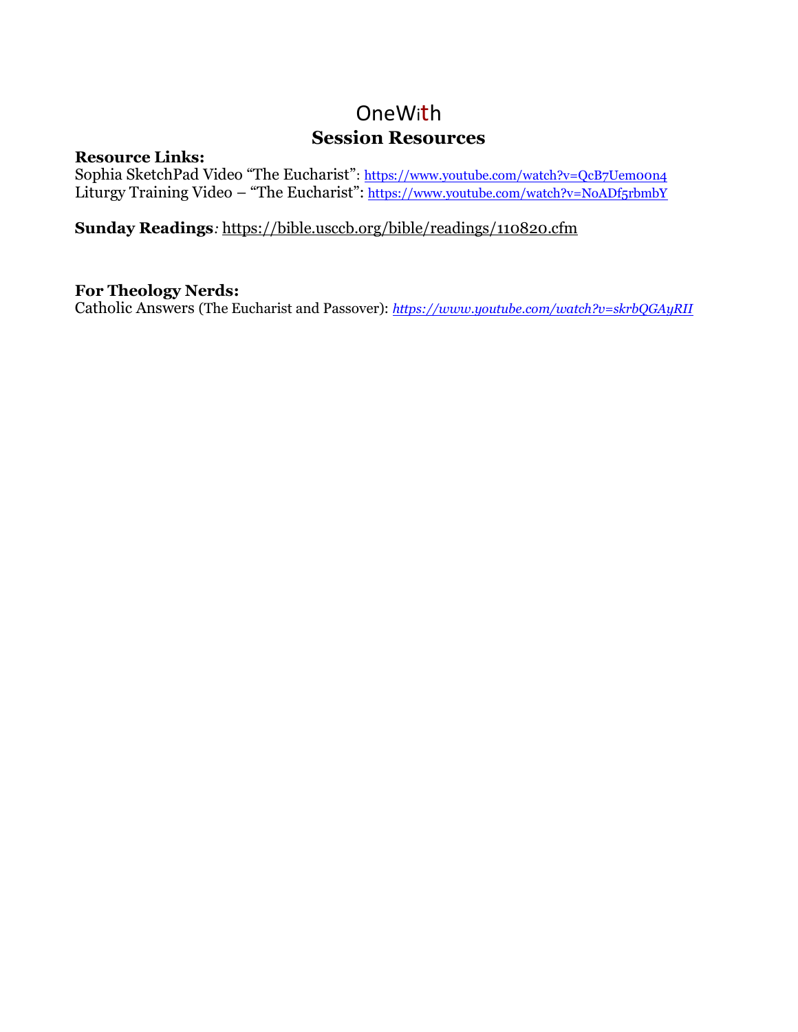# OneWith
## Session Resources

**Resource Links:**
Sophia SketchPad Video "The Eucharist": https://www.youtube.com/watch?v=QcB7Uem0On4
Liturgy Training Video – "The Eucharist": https://www.youtube.com/watch?v=N0ADf5rbmbY

**Sunday Readings***:* https://bible.usccb.org/bible/readings/110820.cfm

**For Theology Nerds:**
Catholic Answers (The Eucharist and Passover): *https://www.youtube.com/watch?v=skrbQGAyRII*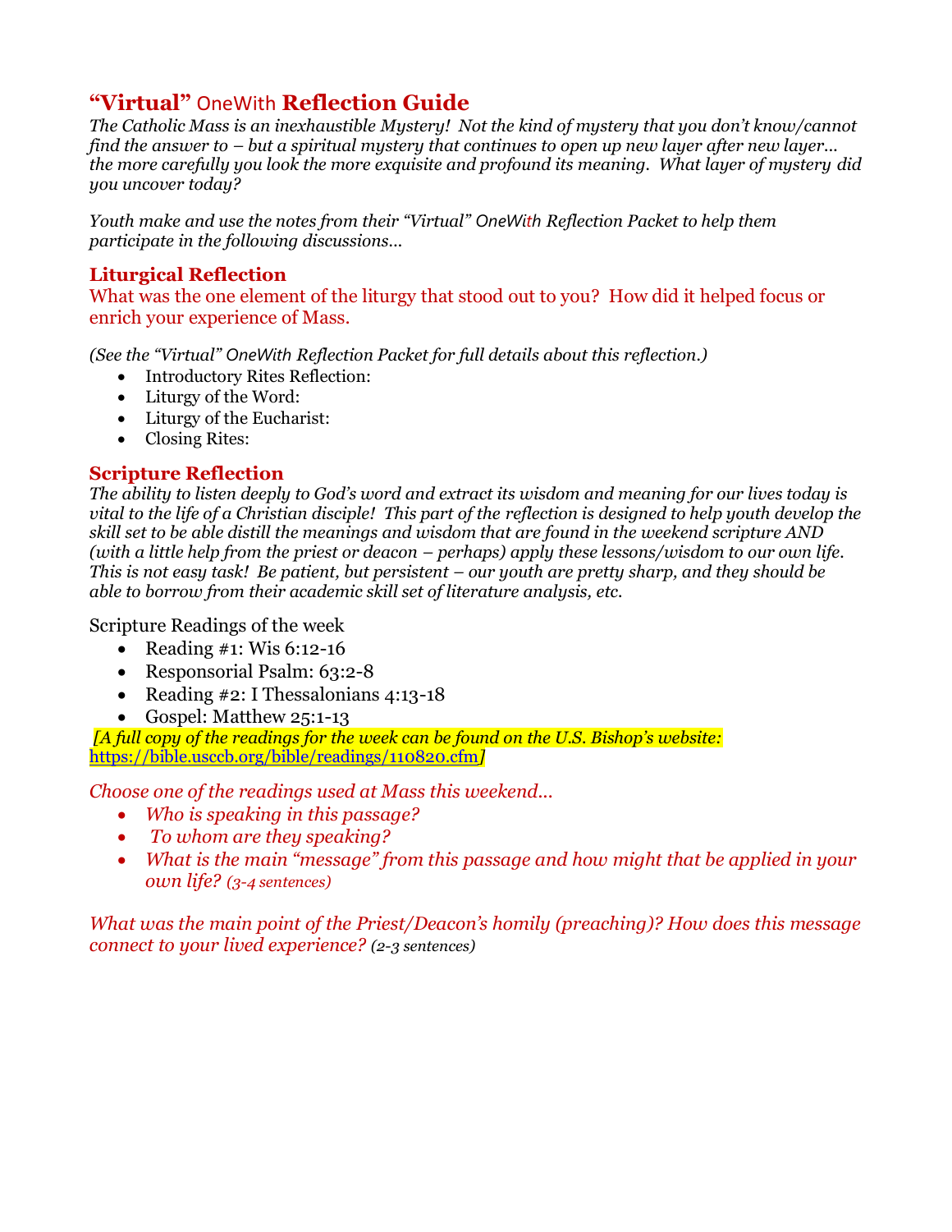# "Virtual" OneWith Reflection Guide

*The Catholic Mass is an inexhaustible Mystery! Not the kind of mystery that you don't know/cannot find the answer to – but a spiritual mystery that continues to open up new layer after new layer… the more carefully you look the more exquisite and profound its meaning. What layer of mystery did you uncover today?*

*Youth make and use the notes from their "Virtual" OneWith Reflection Packet to help them participate in the following discussions…*

## Liturgical Reflection

What was the one element of the liturgy that stood out to you? How did it helped focus or enrich your experience of Mass.

*(See the "Virtual" OneWith Reflection Packet for full details about this reflection.)*

- Introductory Rites Reflection:
- Liturgy of the Word:
- Liturgy of the Eucharist:
- Closing Rites:

## Scripture Reflection

*The ability to listen deeply to God's word and extract its wisdom and meaning for our lives today is vital to the life of a Christian disciple! This part of the reflection is designed to help youth develop the skill set to be able distill the meanings and wisdom that are found in the weekend scripture AND (with a little help from the priest or deacon – perhaps) apply these lessons/wisdom to our own life. This is not easy task! Be patient, but persistent – our youth are pretty sharp, and they should be able to borrow from their academic skill set of literature analysis, etc.*

Scripture Readings of the week

- Reading #1: Wis 6:12-16
- Responsorial Psalm: 63:2-8
- Reading #2: I Thessalonians 4:13-18
- Gospel: Matthew 25:1-13

*[A full copy of the readings for the week can be found on the U.S. Bishop's website: https://bible.usccb.org/bible/readings/110820.cfm]*

*Choose one of the readings used at Mass this weekend…*

- *Who is speaking in this passage?*
- *To whom are they speaking?*
- *What is the main "message" from this passage and how might that be applied in your own life? (3-4 sentences)*

*What was the main point of the Priest/Deacon's homily (preaching)? How does this message connect to your lived experience? (2-3 sentences)*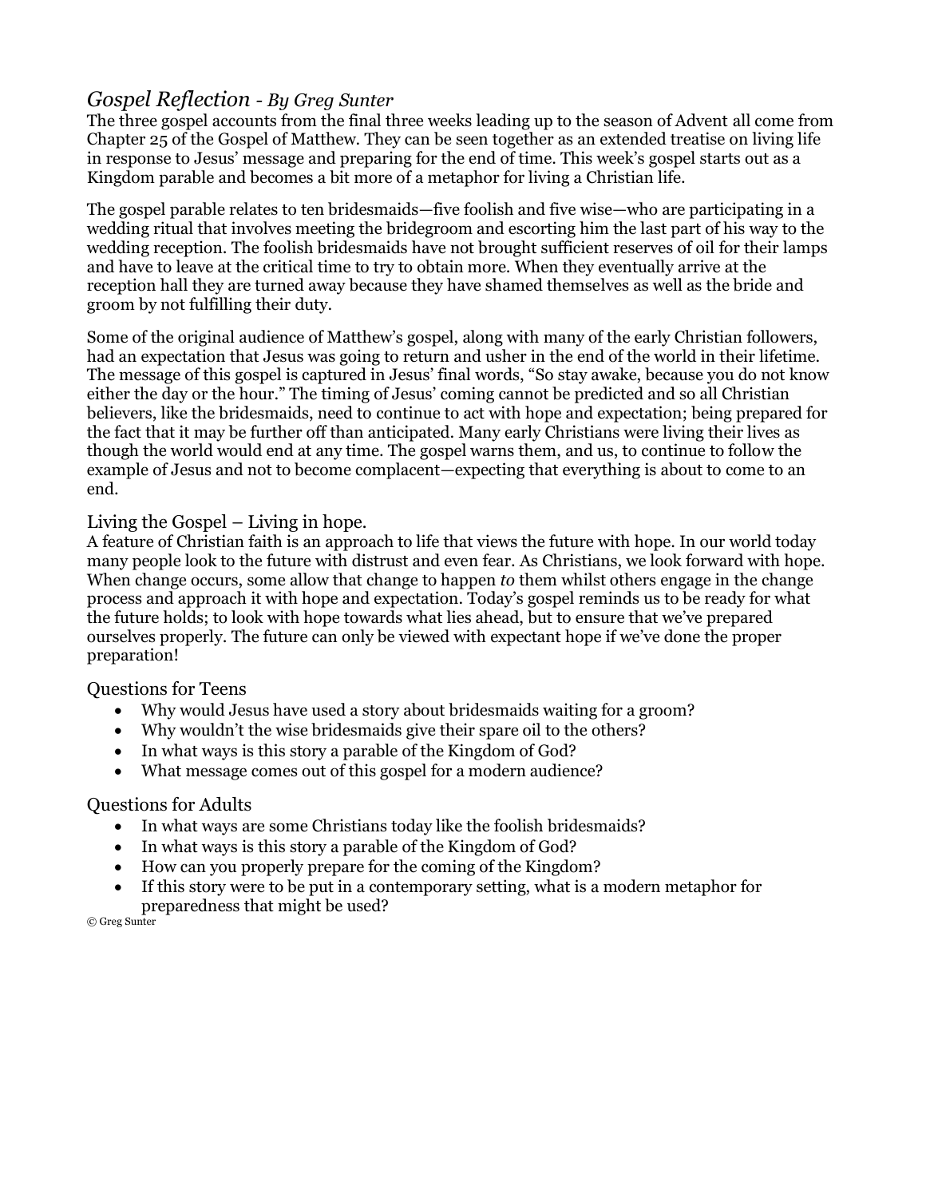## *Gospel Reflection - By Greg Sunter*

The three gospel accounts from the final three weeks leading up to the season of Advent all come from Chapter 25 of the Gospel of Matthew. They can be seen together as an extended treatise on living life in response to Jesus' message and preparing for the end of time. This week's gospel starts out as a Kingdom parable and becomes a bit more of a metaphor for living a Christian life.

The gospel parable relates to ten bridesmaids—five foolish and five wise—who are participating in a wedding ritual that involves meeting the bridegroom and escorting him the last part of his way to the wedding reception. The foolish bridesmaids have not brought sufficient reserves of oil for their lamps and have to leave at the critical time to try to obtain more. When they eventually arrive at the reception hall they are turned away because they have shamed themselves as well as the bride and groom by not fulfilling their duty.

Some of the original audience of Matthew's gospel, along with many of the early Christian followers, had an expectation that Jesus was going to return and usher in the end of the world in their lifetime. The message of this gospel is captured in Jesus' final words, "So stay awake, because you do not know either the day or the hour." The timing of Jesus' coming cannot be predicted and so all Christian believers, like the bridesmaids, need to continue to act with hope and expectation; being prepared for the fact that it may be further off than anticipated. Many early Christians were living their lives as though the world would end at any time. The gospel warns them, and us, to continue to follow the example of Jesus and not to become complacent—expecting that everything is about to come to an end.

### Living the Gospel – Living in hope.

A feature of Christian faith is an approach to life that views the future with hope. In our world today many people look to the future with distrust and even fear. As Christians, we look forward with hope. When change occurs, some allow that change to happen *to* them whilst others engage in the change process and approach it with hope and expectation. Today's gospel reminds us to be ready for what the future holds; to look with hope towards what lies ahead, but to ensure that we've prepared ourselves properly. The future can only be viewed with expectant hope if we've done the proper preparation!

### Questions for Teens

- Why would Jesus have used a story about bridesmaids waiting for a groom?
- Why wouldn't the wise bridesmaids give their spare oil to the others?
- In what ways is this story a parable of the Kingdom of God?
- What message comes out of this gospel for a modern audience?

### Questions for Adults

- In what ways are some Christians today like the foolish bridesmaids?
- In what ways is this story a parable of the Kingdom of God?
- How can you properly prepare for the coming of the Kingdom?
- If this story were to be put in a contemporary setting, what is a modern metaphor for preparedness that might be used?

© Greg Sunter